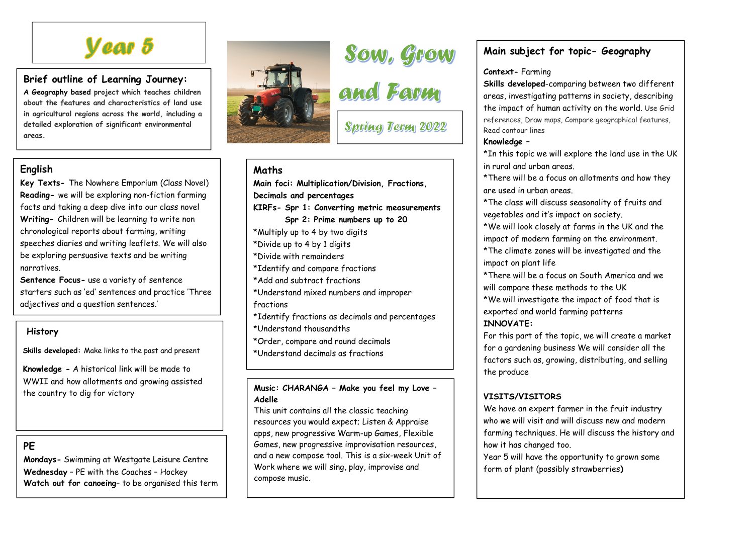# Year 5

# Sow, Grow and Farm

## Spring Term 2022

## Brief outline of Learning Journey:

**A Geography based project which teaches children about the features and characteristics of land use in agricultural regions across the world, including a detailed exploration of significant environmental areas.**

## English

**Key Texts-** The Nowhere Emporium (Class Novel)
**Reading-** we will be exploring non-fiction farming facts and taking a deep dive into our class novel
**Writing-** Children will be learning to write non chronological reports about farming, writing speeches diaries and writing leaflets. We will also be exploring persuasive texts and be writing narratives.
**Sentence Focus-** use a variety of sentence starters such as 'ed' sentences and practice 'Three adjectives and a question sentences.'

## History

**Skills developed:** Make links to the past and present

**Knowledge -** A historical link will be made to WWII and how allotments and growing assisted the country to dig for victory

## PE

**Mondays-** Swimming at Westgate Leisure Centre
**Wednesday** – PE with the Coaches – Hockey
**Watch out for canoeing**– to be organised this term

## Maths

**Main foci: Multiplication/Division, Fractions, Decimals and percentages**
**KIRFs- Spr 1: Converting metric measurements**
**Spr 2: Prime numbers up to 20**

*Multiply up to 4 by two digits
*Divide up to 4 by 1 digits
*Divide with remainders
*Identify and compare fractions
*Add and subtract fractions
*Understand mixed numbers and improper fractions
*Identify fractions as decimals and percentages
*Understand thousandths
*Order, compare and round decimals
*Understand decimals as fractions

## Music: CHARANGA – Make you feel my Love – Adelle

This unit contains all the classic teaching resources you would expect; Listen & Appraise apps, new progressive Warm-up Games, Flexible Games, new progressive improvisation resources, and a new compose tool. This is a six-week Unit of Work where we will sing, play, improvise and compose music.

## Main subject for topic- Geography

**Context-** Farming
**Skills developed**-comparing between two different areas, investigating patterns in society, describing the impact of human activity on the world. Use Grid references, Draw maps, Compare geographical features, Read contour lines
**Knowledge –**
*In this topic we will explore the land use in the UK in rural and urban areas.
*There will be a focus on allotments and how they are used in urban areas.
*The class will discuss seasonality of fruits and vegetables and it's impact on society.
*We will look closely at farms in the UK and the impact of modern farming on the environment.
*The climate zones will be investigated and the impact on plant life
*There will be a focus on South America and we will compare these methods to the UK
*We will investigate the impact of food that is exported and world farming patterns
**INNOVATE:**
For this part of the topic, we will create a market for a gardening business We will consider all the factors such as, growing, distributing, and selling the produce

**VISITS/VISITORS**
We have an expert farmer in the fruit industry who we will visit and will discuss new and modern farming techniques. He will discuss the history and how it has changed too.
Year 5 will have the opportunity to grown some form of plant (possibly strawberries**)**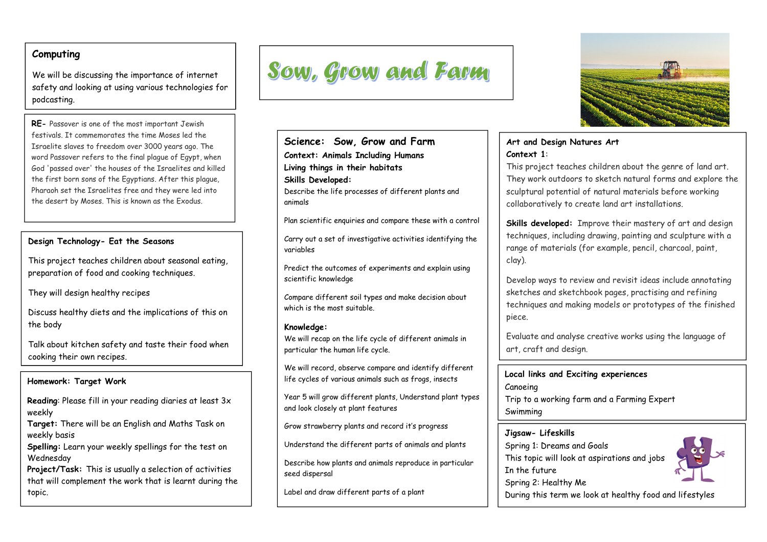# Sow, Grow and Farm

## Computing

We will be discussing the importance of internet safety and looking at using various technologies for podcasting.

**RE-** Passover is one of the most important Jewish festivals. It commemorates the time Moses led the Israelite slaves to freedom over 3000 years ago. The word Passover refers to the final plague of Egypt, when God 'passed over' the houses of the Israelites and killed the first born sons of the Egyptians. After this plague, Pharaoh set the Israelites free and they were led into the desert by Moses. This is known as the Exodus.

## Design Technology- Eat the Seasons

This project teaches children about seasonal eating, preparation of food and cooking techniques.

They will design healthy recipes

Discuss healthy diets and the implications of this on the body

Talk about kitchen safety and taste their food when cooking their own recipes.

## Homework: Target Work

**Reading**: Please fill in your reading diaries at least 3x weekly
**Target:** There will be an English and Maths Task on weekly basis
**Spelling:** Learn your weekly spellings for the test on Wednesday
**Project/Task:** This is usually a selection of activities that will complement the work that is learnt during the topic.

## Science: Sow, Grow and Farm

**Context: Animals Including Humans**
**Living things in their habitats**
**Skills Developed:**
Describe the life processes of different plants and animals

Plan scientific enquiries and compare these with a control

Carry out a set of investigative activities identifying the variables

Predict the outcomes of experiments and explain using scientific knowledge

Compare different soil types and make decision about which is the most suitable.

**Knowledge:**
We will recap on the life cycle of different animals in particular the human life cycle.

We will record, observe compare and identify different life cycles of various animals such as frogs, insects

Year 5 will grow different plants, Understand plant types and look closely at plant features

Grow strawberry plants and record it's progress

Understand the different parts of animals and plants

Describe how plants and animals reproduce in particular seed dispersal

Label and draw different parts of a plant

## Art and Design Natures Art

**Context 1**:
This project teaches children about the genre of land art. They work outdoors to sketch natural forms and explore the sculptural potential of natural materials before working collaboratively to create land art installations.

**Skills developed:** Improve their mastery of art and design techniques, including drawing, painting and sculpture with a range of materials (for example, pencil, charcoal, paint, clay).

Develop ways to review and revisit ideas include annotating sketches and sketchbook pages, practising and refining techniques and making models or prototypes of the finished piece.

Evaluate and analyse creative works using the language of art, craft and design.

## Local links and Exciting experiences

Canoeing
Trip to a working farm and a Farming Expert
Swimming

## Jigsaw- Lifeskills

Spring 1: Dreams and Goals
This topic will look at aspirations and jobs
In the future
Spring 2: Healthy Me
During this term we look at healthy food and lifestyles